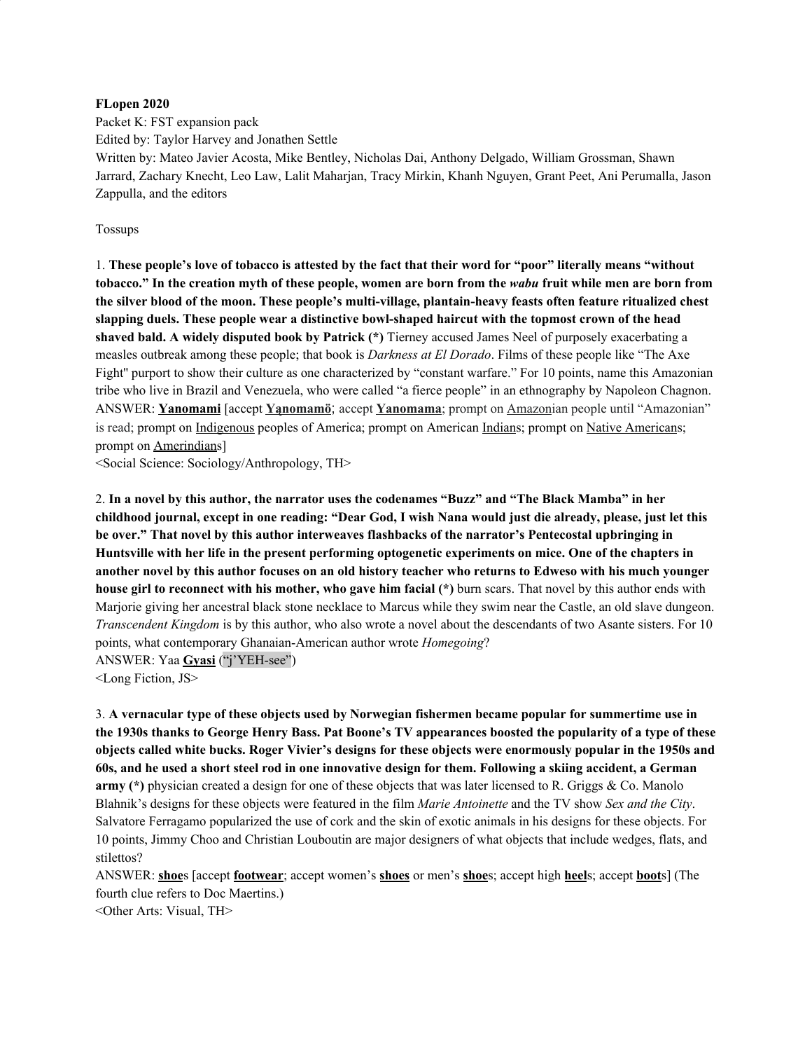**FLopen 2020**
Packet K: FST expansion pack
Edited by: Taylor Harvey and Jonathen Settle
Written by: Mateo Javier Acosta, Mike Bentley, Nicholas Dai, Anthony Delgado, William Grossman, Shawn Jarrard, Zachary Knecht, Leo Law, Lalit Maharjan, Tracy Mirkin, Khanh Nguyen, Grant Peet, Ani Perumalla, Jason Zappulla, and the editors

Tossups

1. **These people's love of tobacco is attested by the fact that their word for "poor" literally means "without tobacco." In the creation myth of these people, women are born from the *wabu* fruit while men are born from the silver blood of the moon. These people's multi-village, plantain-heavy feasts often feature ritualized chest slapping duels. These people wear a distinctive bowl-shaped haircut with the topmost crown of the head shaved bald. A widely disputed book by Patrick (*)** Tierney accused James Neel of purposely exacerbating a measles outbreak among these people; that book is *Darkness at El Dorado*. Films of these people like "The Axe Fight" purport to show their culture as one characterized by "constant warfare." For 10 points, name this Amazonian tribe who live in Brazil and Venezuela, who were called "a fierce people" in an ethnography by Napoleon Chagnon.
ANSWER: **Yanomami** [accept **Yąnomamö**; accept **Yanomama**; prompt on Amazonian people until "Amazonian" is read; prompt on Indigenous peoples of America; prompt on American Indians; prompt on Native Americans; prompt on Amerindians]
<Social Science: Sociology/Anthropology, TH>

2. **In a novel by this author, the narrator uses the codenames "Buzz" and "The Black Mamba" in her childhood journal, except in one reading: "Dear God, I wish Nana would just die already, please, just let this be over." That novel by this author interweaves flashbacks of the narrator's Pentecostal upbringing in Huntsville with her life in the present performing optogenetic experiments on mice. One of the chapters in another novel by this author focuses on an old history teacher who returns to Edweso with his much younger house girl to reconnect with his mother, who gave him facial (*)** burn scars. That novel by this author ends with Marjorie giving her ancestral black stone necklace to Marcus while they swim near the Castle, an old slave dungeon. *Transcendent Kingdom* is by this author, who also wrote a novel about the descendants of two Asante sisters. For 10 points, what contemporary Ghanaian-American author wrote *Homegoing*?
ANSWER: Yaa **Gyasi** ("j'YEH-see")
<Long Fiction, JS>

3. **A vernacular type of these objects used by Norwegian fishermen became popular for summertime use in the 1930s thanks to George Henry Bass. Pat Boone's TV appearances boosted the popularity of a type of these objects called white bucks. Roger Vivier's designs for these objects were enormously popular in the 1950s and 60s, and he used a short steel rod in one innovative design for them. Following a skiing accident, a German army (*)** physician created a design for one of these objects that was later licensed to R. Griggs & Co. Manolo Blahnik's designs for these objects were featured in the film *Marie Antoinette* and the TV show *Sex and the City*. Salvatore Ferragamo popularized the use of cork and the skin of exotic animals in his designs for these objects. For 10 points, Jimmy Choo and Christian Louboutin are major designers of what objects that include wedges, flats, and stilettos?
ANSWER: **shoe**s [accept **footwear**; accept women's **shoes** or men's **shoe**s; accept high **heel**s; accept **boot**s] (The fourth clue refers to Doc Maertins.)
<Other Arts: Visual, TH>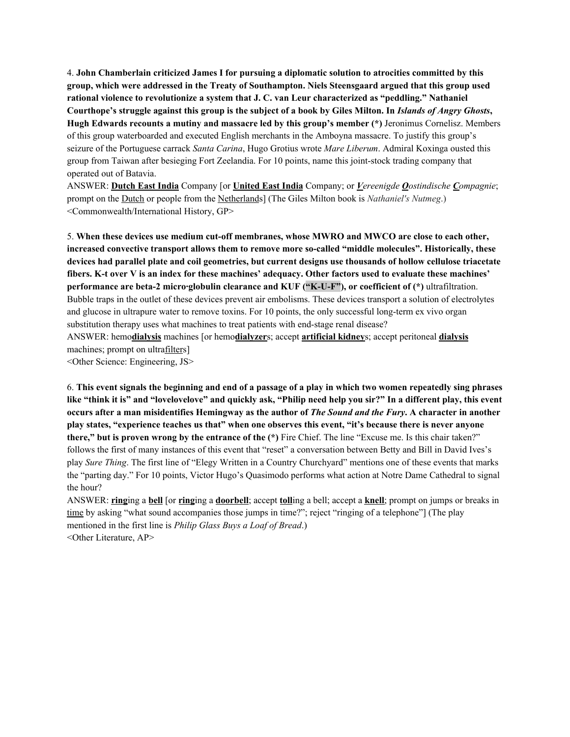4. **John Chamberlain criticized James I for pursuing a diplomatic solution to atrocities committed by this group, which were addressed in the Treaty of Southampton. Niels Steensgaard argued that this group used rational violence to revolutionize a system that J. C. van Leur characterized as "peddling." Nathaniel Courthope's struggle against this group is the subject of a book by Giles Milton. In *Islands of Angry Ghosts*, Hugh Edwards recounts a mutiny and massacre led by this group's member (*)** Jeronimus Cornelisz. Members of this group waterboarded and executed English merchants in the Amboyna massacre. To justify this group's seizure of the Portuguese carrack *Santa Carina*, Hugo Grotius wrote *Mare Liberum*. Admiral Koxinga ousted this group from Taiwan after besieging Fort Zeelandia. For 10 points, name this joint-stock trading company that operated out of Batavia.

ANSWER: **Dutch East India** Company [or **United East India** Company; or ***V**ereenigde **O**ostindische **C**ompagnie*; prompt on the Dutch or people from the Netherlands] (The Giles Milton book is *Nathaniel's Nutmeg*.)

<Commonwealth/International History, GP>

5. **When these devices use medium cut-off membranes, whose MWRO and MWCO are close to each other, increased convective transport allows them to remove more so-called "middle molecules". Historically, these devices had parallel plate and coil geometries, but current designs use thousands of hollow cellulose triacetate fibers. K-t over V is an index for these machines' adequacy. Other factors used to evaluate these machines' performance are beta-2 micro·globulin clearance and KUF ("K-U-F"), or coefficient of (*)** ultrafiltration. Bubble traps in the outlet of these devices prevent air embolisms. These devices transport a solution of electrolytes and glucose in ultrapure water to remove toxins. For 10 points, the only successful long-term ex vivo organ substitution therapy uses what machines to treat patients with end-stage renal disease?

ANSWER: hemo**dialysis** machines [or hemo**dialyzer**s; accept **artificial kidney**s; accept peritoneal **dialysis** machines; prompt on ultrafilters]

<Other Science: Engineering, JS>

6. **This event signals the beginning and end of a passage of a play in which two women repeatedly sing phrases like "think it is" and "lovelovelove" and quickly ask, "Philip need help you sir?" In a different play, this event occurs after a man misidentifies Hemingway as the author of *The Sound and the Fury*. A character in another play states, "experience teaches us that" when one observes this event, "it's because there is never anyone there," but is proven wrong by the entrance of the (*)** Fire Chief. The line "Excuse me. Is this chair taken?" follows the first of many instances of this event that "reset" a conversation between Betty and Bill in David Ives's play *Sure Thing*. The first line of "Elegy Written in a Country Churchyard" mentions one of these events that marks the "parting day." For 10 points, Victor Hugo's Quasimodo performs what action at Notre Dame Cathedral to signal the hour?

ANSWER: **ring**ing a **bell** [or **ring**ing a **doorbell**; accept **toll**ing a bell; accept a **knell**; prompt on jumps or breaks in time by asking "what sound accompanies those jumps in time?"; reject "ringing of a telephone"] (The play mentioned in the first line is *Philip Glass Buys a Loaf of Bread*.)

<Other Literature, AP>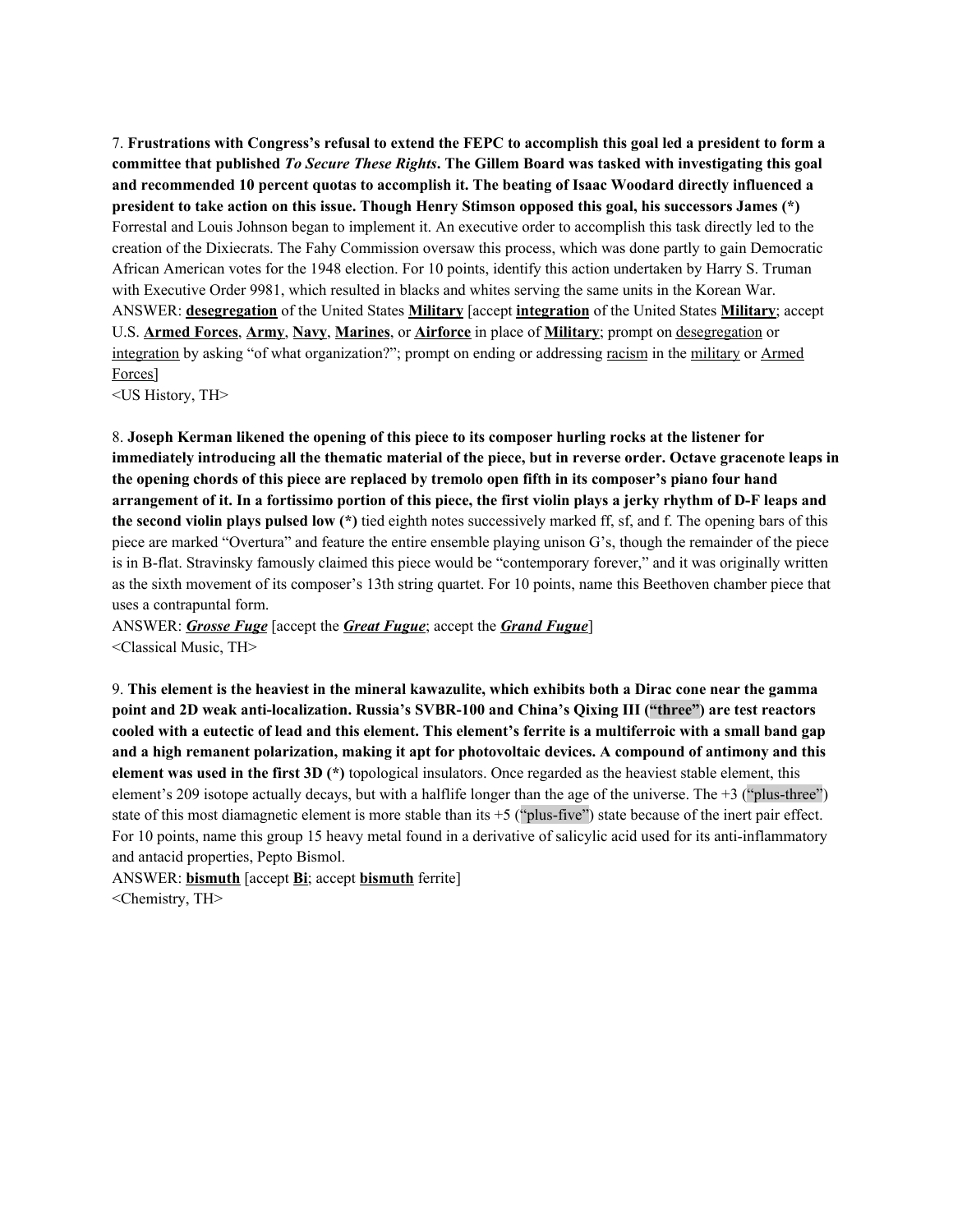7. **Frustrations with Congress's refusal to extend the FEPC to accomplish this goal led a president to form a committee that published *To Secure These Rights*. The Gillem Board was tasked with investigating this goal and recommended 10 percent quotas to accomplish it. The beating of Isaac Woodard directly influenced a president to take action on this issue. Though Henry Stimson opposed this goal, his successors James (*)** Forrestal and Louis Johnson began to implement it. An executive order to accomplish this task directly led to the creation of the Dixiecrats. The Fahy Commission oversaw this process, which was done partly to gain Democratic African American votes for the 1948 election. For 10 points, identify this action undertaken by Harry S. Truman with Executive Order 9981, which resulted in blacks and whites serving the same units in the Korean War.

ANSWER: <u>**desegregation**</u> of the United States <u>**Military**</u> [accept <u>**integration**</u> of the United States <u>**Military**</u>; accept U.S. <u>**Armed Forces**</u>, <u>**Army**</u>, <u>**Navy**</u>, <u>**Marines**</u>, or <u>**Airforce**</u> in place of <u>**Military**</u>; prompt on <u>desegregation</u> or <u>integration</u> by asking "of what organization?"; prompt on ending or addressing <u>racism</u> in the <u>military</u> or <u>Armed Forces</u>]

<US History, TH>

8. **Joseph Kerman likened the opening of this piece to its composer hurling rocks at the listener for immediately introducing all the thematic material of the piece, but in reverse order. Octave gracenote leaps in the opening chords of this piece are replaced by tremolo open fifth in its composer's piano four hand arrangement of it. In a fortissimo portion of this piece, the first violin plays a jerky rhythm of D-F leaps and the second violin plays pulsed low (*)** tied eighth notes successively marked ff, sf, and f. The opening bars of this piece are marked "Overtura" and feature the entire ensemble playing unison G's, though the remainder of the piece is in B-flat. Stravinsky famously claimed this piece would be "contemporary forever," and it was originally written as the sixth movement of its composer's 13th string quartet. For 10 points, name this Beethoven chamber piece that uses a contrapuntal form.

ANSWER: <u>***Grosse Fuge***</u> [accept the <u>***Great Fugue***</u>; accept the <u>***Grand Fugue***</u>]

<Classical Music, TH>

9. **This element is the heaviest in the mineral kawazulite, which exhibits both a Dirac cone near the gamma point and 2D weak anti-localization. Russia's SVBR-100 and China's Qixing III ("three") are test reactors cooled with a eutectic of lead and this element. This element's ferrite is a multiferroic with a small band gap and a high remanent polarization, making it apt for photovoltaic devices. A compound of antimony and this element was used in the first 3D (*)** topological insulators. Once regarded as the heaviest stable element, this element's 209 isotope actually decays, but with a halflife longer than the age of the universe. The +3 ("plus-three") state of this most diamagnetic element is more stable than its +5 ("plus-five") state because of the inert pair effect. For 10 points, name this group 15 heavy metal found in a derivative of salicylic acid used for its anti-inflammatory and antacid properties, Pepto Bismol.

ANSWER: <u>**bismuth**</u> [accept <u>**Bi**</u>; accept <u>**bismuth**</u> ferrite]

<Chemistry, TH>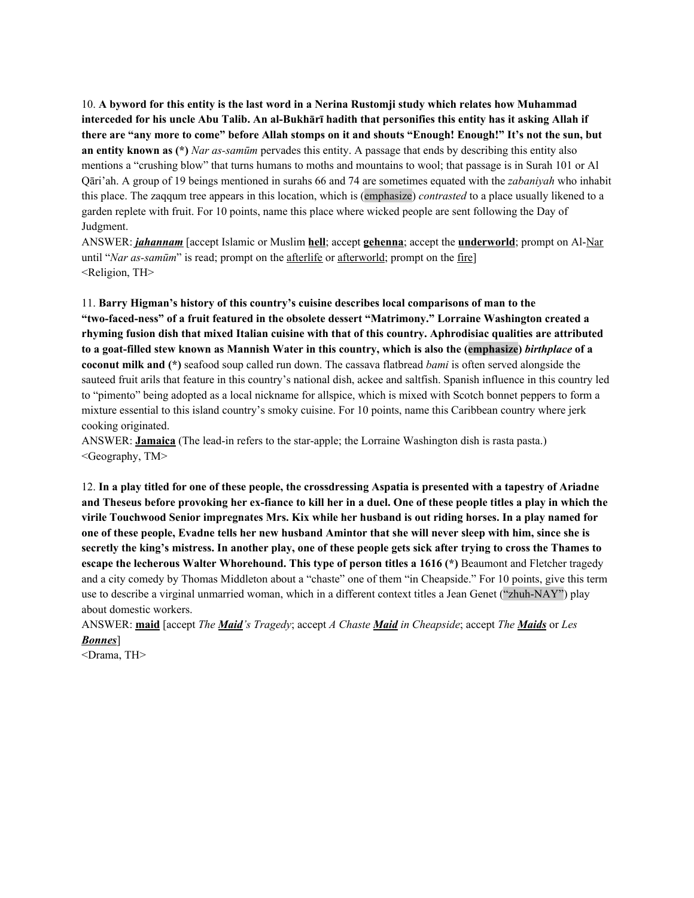10. **A byword for this entity is the last word in a Nerina Rustomji study which relates how Muhammad interceded for his uncle Abu Talib. An al-Bukhārī hadith that personifies this entity has it asking Allah if there are "any more to come" before Allah stomps on it and shouts "Enough! Enough!" It's not the sun, but an entity known as (*)** *Nar as-samūm* pervades this entity. A passage that ends by describing this entity also mentions a "crushing blow" that turns humans to moths and mountains to wool; that passage is in Surah 101 or Al Qāri'ah. A group of 19 beings mentioned in surahs 66 and 74 are sometimes equated with the *zabaniyah* who inhabit this place. The zaqqum tree appears in this location, which is (emphasize) *contrasted* to a place usually likened to a garden replete with fruit. For 10 points, name this place where wicked people are sent following the Day of Judgment.

ANSWER: ***jahannam*** [accept Islamic or Muslim **hell**; accept **gehenna**; accept the **underworld**; prompt on Al-Nar until "*Nar as-samūm*" is read; prompt on the afterlife or afterworld; prompt on the fire]

<Religion, TH>

11. **Barry Higman's history of this country's cuisine describes local comparisons of man to the "two-faced-ness" of a fruit featured in the obsolete dessert "Matrimony." Lorraine Washington created a rhyming fusion dish that mixed Italian cuisine with that of this country. Aphrodisiac qualities are attributed to a goat-filled stew known as Mannish Water in this country, which is also the (emphasize) *birthplace* of a coconut milk and (*)** seafood soup called run down. The cassava flatbread *bami* is often served alongside the sauteed fruit arils that feature in this country's national dish, ackee and saltfish. Spanish influence in this country led to "pimento" being adopted as a local nickname for allspice, which is mixed with Scotch bonnet peppers to form a mixture essential to this island country's smoky cuisine. For 10 points, name this Caribbean country where jerk cooking originated.

ANSWER: **Jamaica** (The lead-in refers to the star-apple; the Lorraine Washington dish is rasta pasta.)

<Geography, TM>

12. **In a play titled for one of these people, the crossdressing Aspatia is presented with a tapestry of Ariadne and Theseus before provoking her ex-fiance to kill her in a duel. One of these people titles a play in which the virile Touchwood Senior impregnates Mrs. Kix while her husband is out riding horses. In a play named for one of these people, Evadne tells her new husband Amintor that she will never sleep with him, since she is secretly the king's mistress. In another play, one of these people gets sick after trying to cross the Thames to escape the lecherous Walter Whorehound. This type of person titles a 1616 (*)** Beaumont and Fletcher tragedy and a city comedy by Thomas Middleton about a "chaste" one of them "in Cheapside." For 10 points, give this term use to describe a virginal unmarried woman, which in a different context titles a Jean Genet ("zhuh-NAY") play about domestic workers.

ANSWER: **maid** [accept *The **Maid**'s Tragedy*; accept *A Chaste **Maid** in Cheapside*; accept *The **Maids*** or *Les **Bonnes***]

<Drama, TH>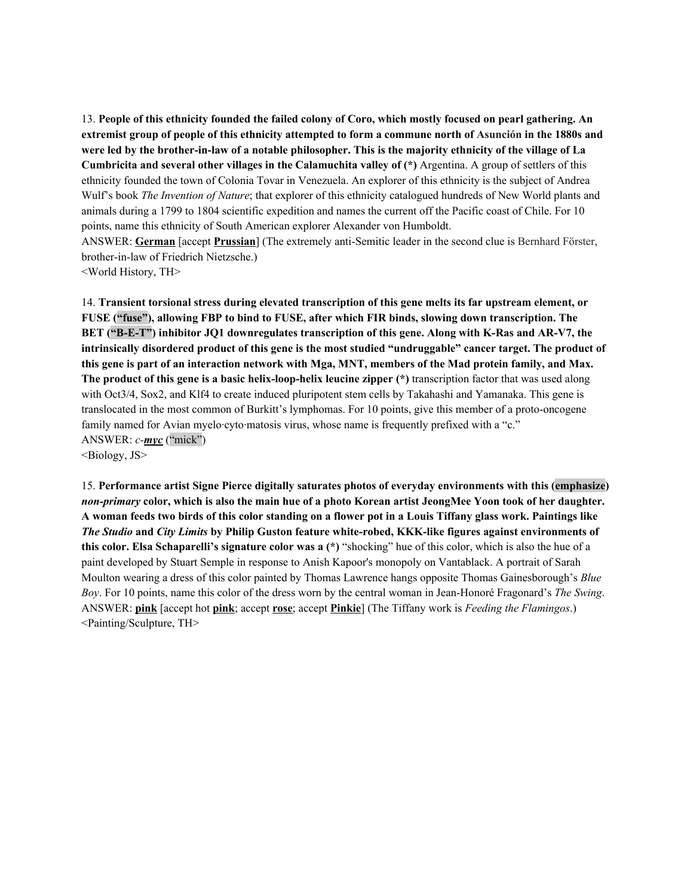13. **People of this ethnicity founded the failed colony of Coro, which mostly focused on pearl gathering. An extremist group of people of this ethnicity attempted to form a commune north of Asunción in the 1880s and were led by the brother-in-law of a notable philosopher. This is the majority ethnicity of the village of La Cumbricita and several other villages in the Calamuchita valley of (*)** Argentina. A group of settlers of this ethnicity founded the town of Colonia Tovar in Venezuela. An explorer of this ethnicity is the subject of Andrea Wulf's book *The Invention of Nature*; that explorer of this ethnicity catalogued hundreds of New World plants and animals during a 1799 to 1804 scientific expedition and names the current off the Pacific coast of Chile. For 10 points, name this ethnicity of South American explorer Alexander von Humboldt.
ANSWER: **German** [accept **Prussian**] (The extremely anti-Semitic leader in the second clue is Bernhard Förster, brother-in-law of Friedrich Nietzsche.)
<World History, TH>

14. **Transient torsional stress during elevated transcription of this gene melts its far upstream element, or FUSE ("fuse"), allowing FBP to bind to FUSE, after which FIR binds, slowing down transcription. The BET ("B-E-T") inhibitor JQ1 downregulates transcription of this gene. Along with K-Ras and AR-V7, the intrinsically disordered product of this gene is the most studied "undruggable" cancer target. The product of this gene is part of an interaction network with Mga, MNT, members of the Mad protein family, and Max. The product of this gene is a basic helix-loop-helix leucine zipper (*)** transcription factor that was used along with Oct3/4, Sox2, and Klf4 to create induced pluripotent stem cells by Takahashi and Yamanaka. This gene is translocated in the most common of Burkitt's lymphomas. For 10 points, give this member of a proto-oncogene family named for Avian myelo·cyto·matosis virus, whose name is frequently prefixed with a "c."
ANSWER: *c-**myc*** ("mick")
<Biology, JS>

15. **Performance artist Signe Pierce digitally saturates photos of everyday environments with this (emphasize) *non-primary* color, which is also the main hue of a photo Korean artist JeongMee Yoon took of her daughter. A woman feeds two birds of this color standing on a flower pot in a Louis Tiffany glass work. Paintings like *The Studio* and *City Limits* by Philip Guston feature white-robed, KKK-like figures against environments of this color. Elsa Schaparelli's signature color was a (*)** "shocking" hue of this color, which is also the hue of a paint developed by Stuart Semple in response to Anish Kapoor's monopoly on Vantablack. A portrait of Sarah Moulton wearing a dress of this color painted by Thomas Lawrence hangs opposite Thomas Gainesborough's *Blue Boy*. For 10 points, name this color of the dress worn by the central woman in Jean-Honoré Fragonard's *The Swing*.
ANSWER: **pink** [accept hot **pink**; accept **rose**; accept **Pinkie**] (The Tiffany work is *Feeding the Flamingos*.)
<Painting/Sculpture, TH>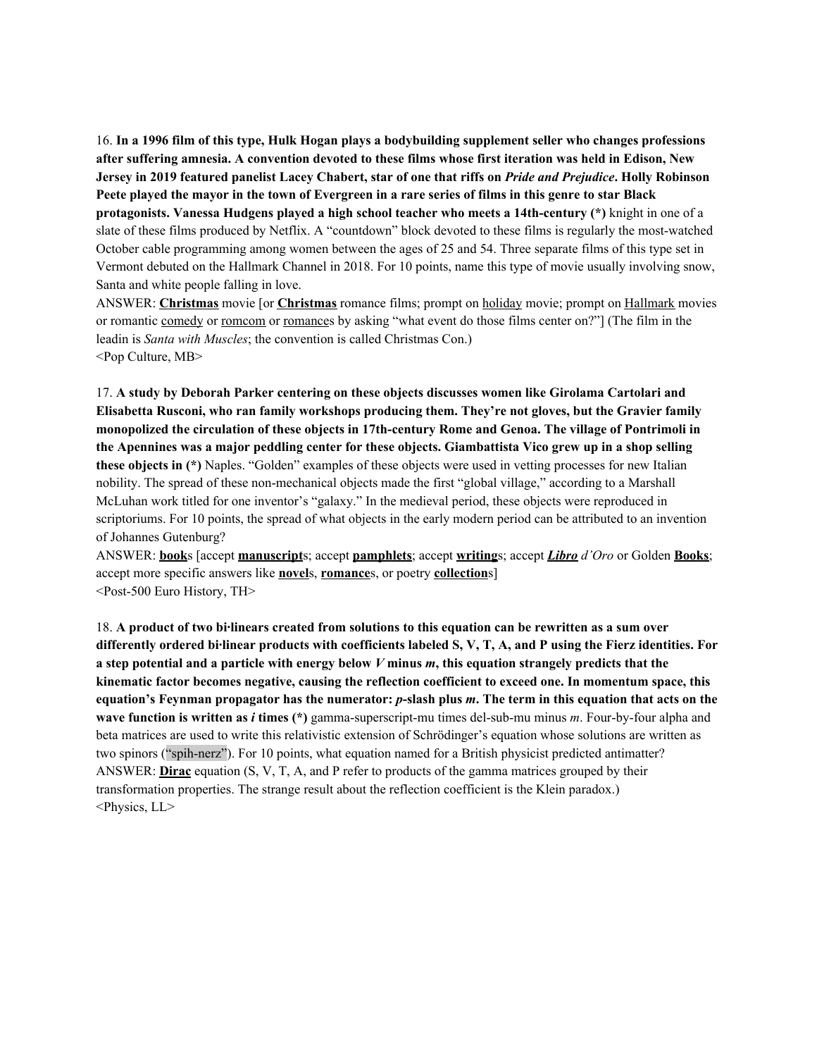16. **In a 1996 film of this type, Hulk Hogan plays a bodybuilding supplement seller who changes professions after suffering amnesia. A convention devoted to these films whose first iteration was held in Edison, New Jersey in 2019 featured panelist Lacey Chabert, star of one that riffs on *Pride and Prejudice*. Holly Robinson Peete played the mayor in the town of Evergreen in a rare series of films in this genre to star Black protagonists. Vanessa Hudgens played a high school teacher who meets a 14th-century (*)** knight in one of a slate of these films produced by Netflix. A "countdown" block devoted to these films is regularly the most-watched October cable programming among women between the ages of 25 and 54. Three separate films of this type set in Vermont debuted on the Hallmark Channel in 2018. For 10 points, name this type of movie usually involving snow, Santa and white people falling in love.

ANSWER: **Christmas** movie [or **Christmas** romance films; prompt on holiday movie; prompt on Hallmark movies or romantic comedy or romcom or romances by asking "what event do those films center on?"] (The film in the leadin is *Santa with Muscles*; the convention is called Christmas Con.)

<Pop Culture, MB>

17. **A study by Deborah Parker centering on these objects discusses women like Girolama Cartolari and Elisabetta Rusconi, who ran family workshops producing them. They're not gloves, but the Gravier family monopolized the circulation of these objects in 17th-century Rome and Genoa. The village of Pontrimoli in the Apennines was a major peddling center for these objects. Giambattista Vico grew up in a shop selling these objects in (*)** Naples. "Golden" examples of these objects were used in vetting processes for new Italian nobility. The spread of these non-mechanical objects made the first "global village," according to a Marshall McLuhan work titled for one inventor's "galaxy." In the medieval period, these objects were reproduced in scriptoriums. For 10 points, the spread of what objects in the early modern period can be attributed to an invention of Johannes Gutenburg?

ANSWER: **book**s [accept **manuscript**s; accept **pamphlets**; accept **writing**s; accept ***Libro*** *d'Oro* or Golden **Books**; accept more specific answers like **novel**s, **romance**s, or poetry **collection**s]

<Post-500 Euro History, TH>

18. **A product of two bi·linears created from solutions to this equation can be rewritten as a sum over differently ordered bi·linear products with coefficients labeled S, V, T, A, and P using the Fierz identities. For a step potential and a particle with energy below *V* minus *m*, this equation strangely predicts that the kinematic factor becomes negative, causing the reflection coefficient to exceed one. In momentum space, this equation's Feynman propagator has the numerator: *p*-slash plus *m*. The term in this equation that acts on the wave function is written as *i* times (*)** gamma-superscript-mu times del-sub-mu minus *m*. Four-by-four alpha and beta matrices are used to write this relativistic extension of Schrödinger's equation whose solutions are written as two spinors ("spih-nerz"). For 10 points, what equation named for a British physicist predicted antimatter?

ANSWER: **Dirac** equation (S, V, T, A, and P refer to products of the gamma matrices grouped by their transformation properties. The strange result about the reflection coefficient is the Klein paradox.)

<Physics, LL>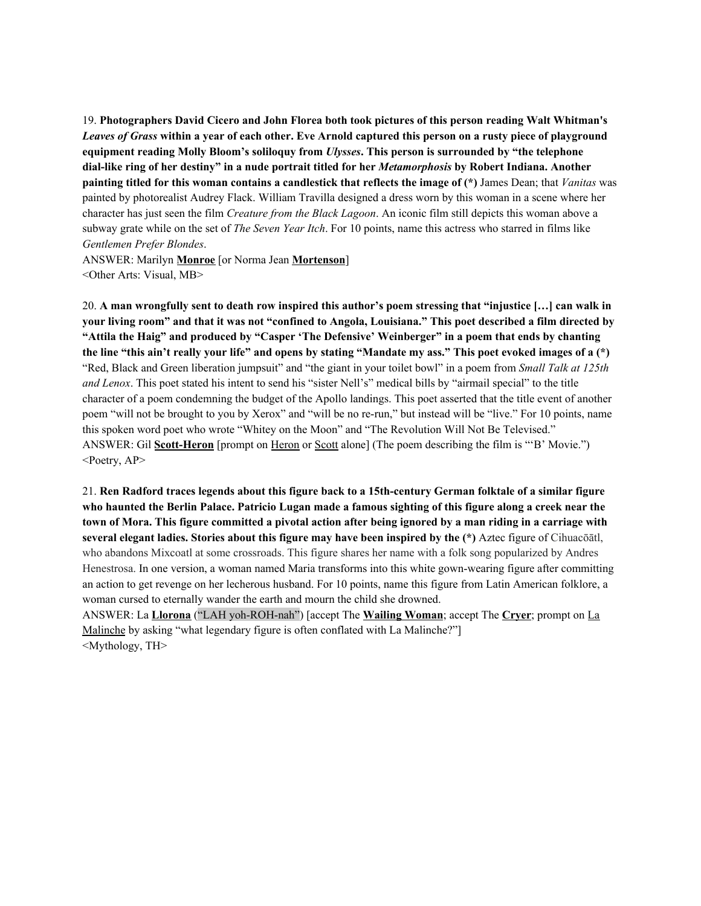19. **Photographers David Cicero and John Florea both took pictures of this person reading Walt Whitman's *Leaves of Grass* within a year of each other. Eve Arnold captured this person on a rusty piece of playground equipment reading Molly Bloom's soliloquy from *Ulysses*. This person is surrounded by "the telephone dial-like ring of her destiny" in a nude portrait titled for her *Metamorphosis* by Robert Indiana. Another painting titled for this woman contains a candlestick that reflects the image of (*)** James Dean; that *Vanitas* was painted by photorealist Audrey Flack. William Travilla designed a dress worn by this woman in a scene where her character has just seen the film *Creature from the Black Lagoon*. An iconic film still depicts this woman above a subway grate while on the set of *The Seven Year Itch*. For 10 points, name this actress who starred in films like *Gentlemen Prefer Blondes*.
ANSWER: Marilyn **<u>Monroe</u>** [or Norma Jean **<u>Mortenson</u>**]
<Other Arts: Visual, MB>

20. **A man wrongfully sent to death row inspired this author's poem stressing that "injustice […] can walk in your living room" and that it was not "confined to Angola, Louisiana." This poet described a film directed by "Attila the Haig" and produced by "Casper 'The Defensive' Weinberger" in a poem that ends by chanting the line "this ain't really your life" and opens by stating "Mandate my ass." This poet evoked images of a (*)** "Red, Black and Green liberation jumpsuit" and "the giant in your toilet bowl" in a poem from *Small Talk at 125th and Lenox*. This poet stated his intent to send his "sister Nell's" medical bills by "airmail special" to the title character of a poem condemning the budget of the Apollo landings. This poet asserted that the title event of another poem "will not be brought to you by Xerox" and "will be no re-run," but instead will be "live." For 10 points, name this spoken word poet who wrote "Whitey on the Moon" and "The Revolution Will Not Be Televised."
ANSWER: Gil **<u>Scott-Heron</u>** [prompt on <u>Heron</u> or <u>Scott</u> alone] (The poem describing the film is "'B' Movie.")
<Poetry, AP>

21. **Ren Radford traces legends about this figure back to a 15th-century German folktale of a similar figure who haunted the Berlin Palace. Patricio Lugan made a famous sighting of this figure along a creek near the town of Mora. This figure committed a pivotal action after being ignored by a man riding in a carriage with several elegant ladies. Stories about this figure may have been inspired by the (*)** Aztec figure of Cihuacōātl, who abandons Mixcoatl at some crossroads. This figure shares her name with a folk song popularized by Andres Henestrosa. In one version, a woman named Maria transforms into this white gown-wearing figure after committing an action to get revenge on her lecherous husband. For 10 points, name this figure from Latin American folklore, a woman cursed to eternally wander the earth and mourn the child she drowned.
ANSWER: La **<u>Llorona</u>** ("LAH yoh-ROH-nah") [accept The **<u>Wailing Woman</u>**; accept The **<u>Cryer</u>**; prompt on <u>La Malinche</u> by asking "what legendary figure is often conflated with La Malinche?"]
<Mythology, TH>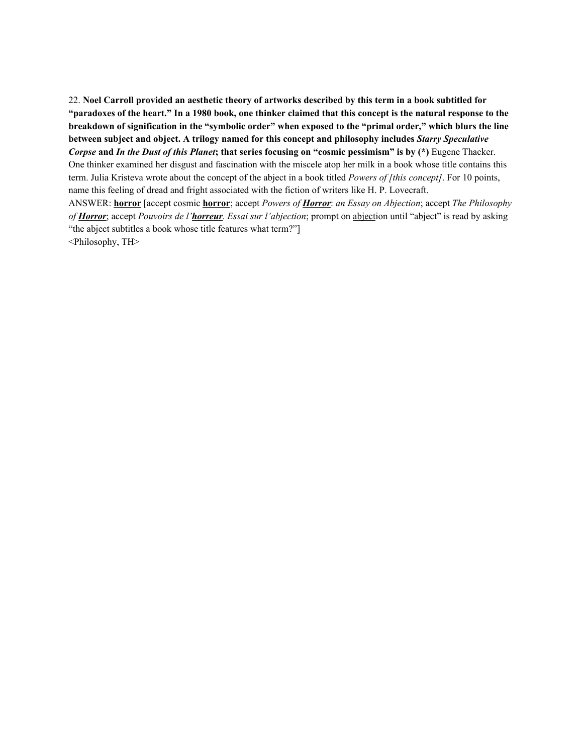22. **Noel Carroll provided an aesthetic theory of artworks described by this term in a book subtitled for "paradoxes of the heart." In a 1980 book, one thinker claimed that this concept is the natural response to the breakdown of signification in the "symbolic order" when exposed to the "primal order," which blurs the line between subject and object. A trilogy named for this concept and philosophy includes *Starry Speculative Corpse* and *In the Dust of this Planet*; that series focusing on "cosmic pessimism" is by (*)** Eugene Thacker. One thinker examined her disgust and fascination with the miscele atop her milk in a book whose title contains this term. Julia Kristeva wrote about the concept of the abject in a book titled *Powers of [this concept]*. For 10 points, name this feeling of dread and fright associated with the fiction of writers like H. P. Lovecraft.

ANSWER: **<u>horror</u>** [accept cosmic **<u>horror</u>**; accept *Powers of **<u>Horror</u>**: an Essay on Abjection*; accept *The Philosophy of **<u>Horror</u>***; accept *Pouvoirs de l'**<u>horreur</u>**. Essai sur l'abjection*; prompt on <u>abject</u>ion until "abject" is read by asking "the abject subtitles a book whose title features what term?"]

<Philosophy, TH>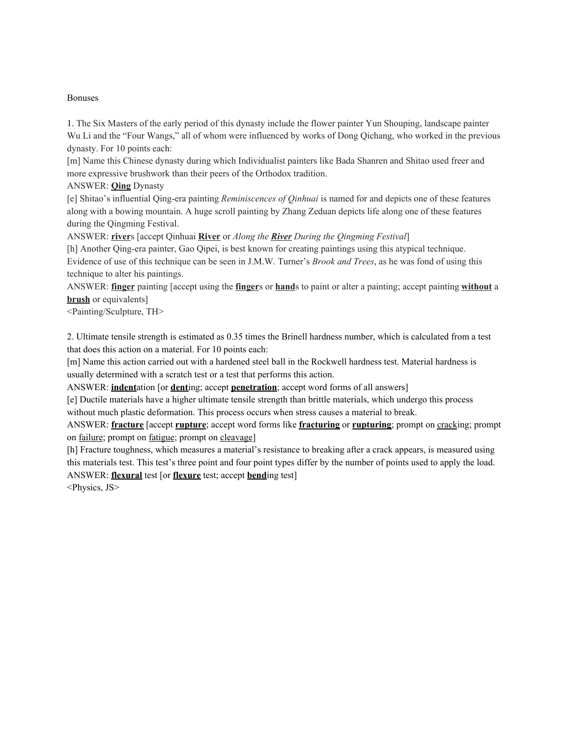Bonuses

1. The Six Masters of the early period of this dynasty include the flower painter Yun Shouping, landscape painter Wu Li and the "Four Wangs," all of whom were influenced by works of Dong Qichang, who worked in the previous dynasty. For 10 points each:

[m] Name this Chinese dynasty during which Individualist painters like Bada Shanren and Shitao used freer and more expressive brushwork than their peers of the Orthodox tradition.

ANSWER: **<u>Qing</u>** Dynasty

[e] Shitao's influential Qing-era painting *Reminiscences of Qinhuai* is named for and depicts one of these features along with a bowing mountain. A huge scroll painting by Zhang Zeduan depicts life along one of these features during the Qingming Festival.

ANSWER: **<u>river</u>**s [accept Qinhuai **<u>River</u>** or *Along the **<u>River</u>** During the Qingming Festival*]

[h] Another Qing-era painter, Gao Qipei, is best known for creating paintings using this atypical technique. Evidence of use of this technique can be seen in J.M.W. Turner's *Brook and Trees*, as he was fond of using this technique to alter his paintings.

ANSWER: **<u>finger</u>** painting [accept using the **<u>finger</u>**s or **<u>hand</u>**s to paint or alter a painting; accept painting **<u>without</u>** a **<u>brush</u>** or equivalents]

<Painting/Sculpture, TH>

2. Ultimate tensile strength is estimated as 0.35 times the Brinell hardness number, which is calculated from a test that does this action on a material. For 10 points each:

[m] Name this action carried out with a hardened steel ball in the Rockwell hardness test. Material hardness is usually determined with a scratch test or a test that performs this action.

ANSWER: **<u>indent</u>**ation [or **<u>dent</u>**ing; accept **<u>penetration</u>**; accept word forms of all answers]

[e] Ductile materials have a higher ultimate tensile strength than brittle materials, which undergo this process without much plastic deformation. This process occurs when stress causes a material to break.

ANSWER: **<u>fracture</u>** [accept **<u>rupture</u>**; accept word forms like **<u>fracturing</u>** or **<u>rupturing</u>**; prompt on <u>crack</u>ing; prompt on <u>failure</u>; prompt on <u>fatigue</u>; prompt on <u>cleavage</u>]

[h] Fracture toughness, which measures a material's resistance to breaking after a crack appears, is measured using this materials test. This test's three point and four point types differ by the number of points used to apply the load.

ANSWER: **<u>flexural</u>** test [or **<u>flexure</u>** test; accept **<u>bend</u>**ing test]

<Physics, JS>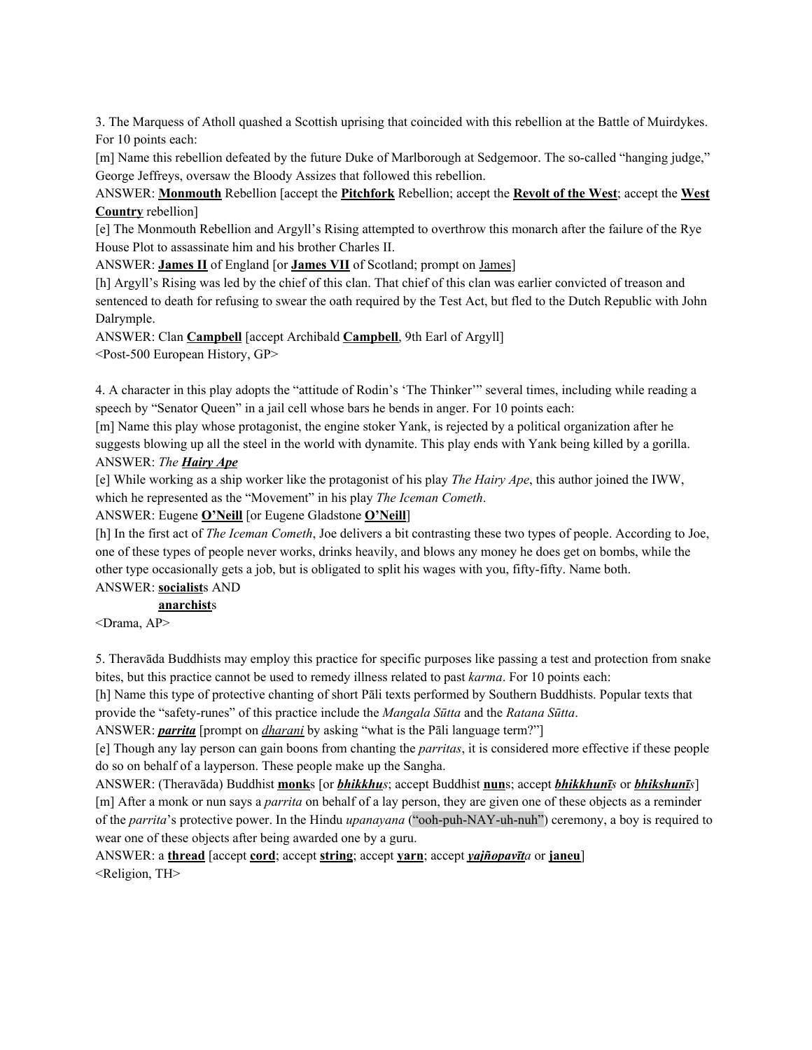3. The Marquess of Atholl quashed a Scottish uprising that coincided with this rebellion at the Battle of Muirdykes. For 10 points each:

[m] Name this rebellion defeated by the future Duke of Marlborough at Sedgemoor. The so-called "hanging judge," George Jeffreys, oversaw the Bloody Assizes that followed this rebellion.

ANSWER: **Monmouth** Rebellion [accept the **Pitchfork** Rebellion; accept the **Revolt of the West**; accept the **West Country** rebellion]

[e] The Monmouth Rebellion and Argyll's Rising attempted to overthrow this monarch after the failure of the Rye House Plot to assassinate him and his brother Charles II.

ANSWER: **James II** of England [or **James VII** of Scotland; prompt on James]

[h] Argyll's Rising was led by the chief of this clan. That chief of this clan was earlier convicted of treason and sentenced to death for refusing to swear the oath required by the Test Act, but fled to the Dutch Republic with John Dalrymple.

ANSWER: Clan **Campbell** [accept Archibald **Campbell**, 9th Earl of Argyll]

<Post-500 European History, GP>

4. A character in this play adopts the "attitude of Rodin's 'The Thinker'" several times, including while reading a speech by "Senator Queen" in a jail cell whose bars he bends in anger. For 10 points each:

[m] Name this play whose protagonist, the engine stoker Yank, is rejected by a political organization after he suggests blowing up all the steel in the world with dynamite. This play ends with Yank being killed by a gorilla.

ANSWER: *The* ***Hairy Ape***

[e] While working as a ship worker like the protagonist of his play *The Hairy Ape*, this author joined the IWW, which he represented as the "Movement" in his play *The Iceman Cometh*.

ANSWER: Eugene **O'Neill** [or Eugene Gladstone **O'Neill**]

[h] In the first act of *The Iceman Cometh*, Joe delivers a bit contrasting these two types of people. According to Joe, one of these types of people never works, drinks heavily, and blows any money he does get on bombs, while the other type occasionally gets a job, but is obligated to split his wages with you, fifty-fifty. Name both.

ANSWER: **socialist**s AND
**anarchist**s

<Drama, AP>

5. Theravāda Buddhists may employ this practice for specific purposes like passing a test and protection from snake bites, but this practice cannot be used to remedy illness related to past *karma*. For 10 points each:

[h] Name this type of protective chanting of short Pāli texts performed by Southern Buddhists. Popular texts that provide the "safety-runes" of this practice include the *Mangala Sūtta* and the *Ratana Sūtta*.

ANSWER: ***parrita*** [prompt on *dharani* by asking "what is the Pāli language term?"]

[e] Though any lay person can gain boons from chanting the *parritas*, it is considered more effective if these people do so on behalf of a layperson. These people make up the Sangha.

ANSWER: (Theravāda) Buddhist **monk**s [or ***bhikkhu****s*; accept Buddhist **nun**s; accept ***bhikkhunī****s* or ***bhikshunī****s*]

[m] After a monk or nun says a *parrita* on behalf of a lay person, they are given one of these objects as a reminder of the *parrita*'s protective power. In the Hindu *upanayana* ("ooh-puh-NAY-uh-nuh") ceremony, a boy is required to wear one of these objects after being awarded one by a guru.

ANSWER: a **thread** [accept **cord**; accept **string**; accept **yarn**; accept ***yajñopavīt****a* or **janeu**]

<Religion, TH>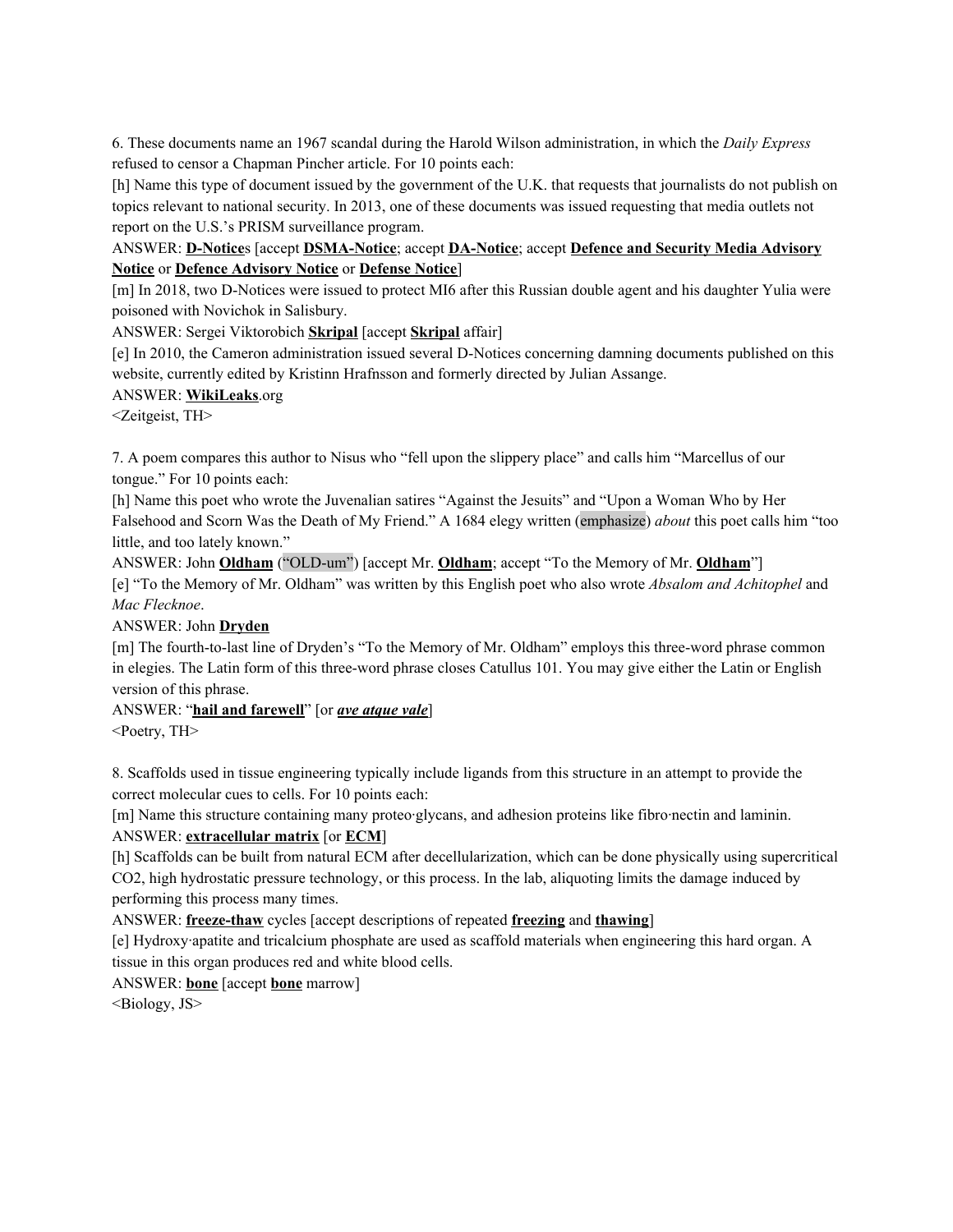6. These documents name an 1967 scandal during the Harold Wilson administration, in which the *Daily Express* refused to censor a Chapman Pincher article. For 10 points each:

[h] Name this type of document issued by the government of the U.K. that requests that journalists do not publish on topics relevant to national security. In 2013, one of these documents was issued requesting that media outlets not report on the U.S.'s PRISM surveillance program.

ANSWER: **D-Notice**s [accept **DSMA-Notice**; accept **DA-Notice**; accept **Defence and Security Media Advisory Notice** or **Defence Advisory Notice** or **Defense Notice**]

[m] In 2018, two D-Notices were issued to protect MI6 after this Russian double agent and his daughter Yulia were poisoned with Novichok in Salisbury.

ANSWER: Sergei Viktorobich **Skripal** [accept **Skripal** affair]

[e] In 2010, the Cameron administration issued several D-Notices concerning damning documents published on this website, currently edited by Kristinn Hrafnsson and formerly directed by Julian Assange.

ANSWER: **WikiLeaks**.org

<Zeitgeist, TH>

7. A poem compares this author to Nisus who "fell upon the slippery place" and calls him "Marcellus of our tongue." For 10 points each:

[h] Name this poet who wrote the Juvenalian satires "Against the Jesuits" and "Upon a Woman Who by Her Falsehood and Scorn Was the Death of My Friend." A 1684 elegy written (emphasize) *about* this poet calls him "too little, and too lately known."

ANSWER: John **Oldham** ("OLD-um") [accept Mr. **Oldham**; accept "To the Memory of Mr. **Oldham**"]

[e] "To the Memory of Mr. Oldham" was written by this English poet who also wrote *Absalom and Achitophel* and *Mac Flecknoe*.

ANSWER: John **Dryden**

[m] The fourth-to-last line of Dryden's "To the Memory of Mr. Oldham" employs this three-word phrase common in elegies. The Latin form of this three-word phrase closes Catullus 101. You may give either the Latin or English version of this phrase.

ANSWER: "**hail and farewell**" [or ***ave atque vale***]

<Poetry, TH>

8. Scaffolds used in tissue engineering typically include ligands from this structure in an attempt to provide the correct molecular cues to cells. For 10 points each:

[m] Name this structure containing many proteo·glycans, and adhesion proteins like fibro·nectin and laminin.

ANSWER: **extracellular matrix** [or **ECM**]

[h] Scaffolds can be built from natural ECM after decellularization, which can be done physically using supercritical $CO_2$, high hydrostatic pressure technology, or this process. In the lab, aliquoting limits the damage induced by performing this process many times.

ANSWER: **freeze-thaw** cycles [accept descriptions of repeated **freezing** and **thawing**]

[e] Hydroxy·apatite and tricalcium phosphate are used as scaffold materials when engineering this hard organ. A tissue in this organ produces red and white blood cells.

ANSWER: **bone** [accept **bone** marrow]

<Biology, JS>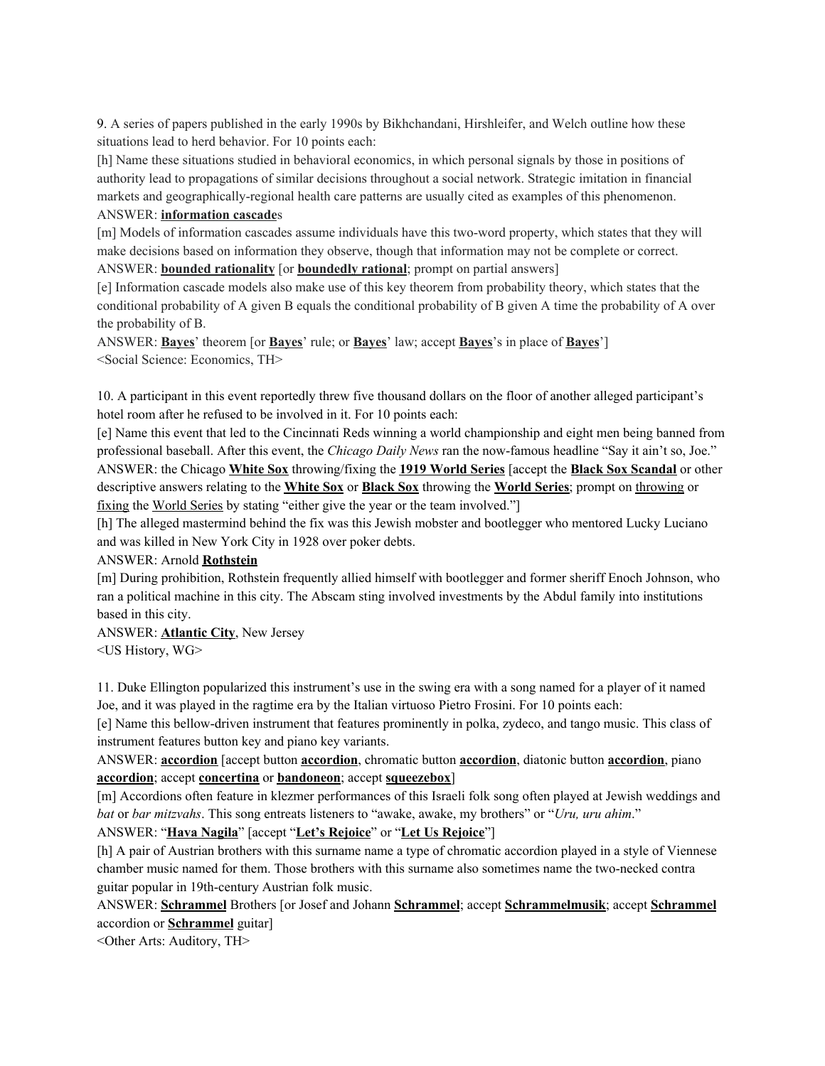9. A series of papers published in the early 1990s by Bikhchandani, Hirshleifer, and Welch outline how these situations lead to herd behavior. For 10 points each:

[h] Name these situations studied in behavioral economics, in which personal signals by those in positions of authority lead to propagations of similar decisions throughout a social network. Strategic imitation in financial markets and geographically-regional health care patterns are usually cited as examples of this phenomenon.

ANSWER: **information cascade**s

[m] Models of information cascades assume individuals have this two-word property, which states that they will make decisions based on information they observe, though that information may not be complete or correct.

ANSWER: **bounded rationality** [or **boundedly rational**; prompt on partial answers]

[e] Information cascade models also make use of this key theorem from probability theory, which states that the conditional probability of A given B equals the conditional probability of B given A time the probability of A over the probability of B.

ANSWER: **Bayes**' theorem [or **Bayes**' rule; or **Bayes**' law; accept **Bayes**'s in place of **Bayes**']

<Social Science: Economics, TH>

10. A participant in this event reportedly threw five thousand dollars on the floor of another alleged participant's hotel room after he refused to be involved in it. For 10 points each:

[e] Name this event that led to the Cincinnati Reds winning a world championship and eight men being banned from professional baseball. After this event, the *Chicago Daily News* ran the now-famous headline "Say it ain't so, Joe."

ANSWER: the Chicago **White Sox** throwing/fixing the **1919 World Series** [accept the **Black Sox Scandal** or other descriptive answers relating to the **White Sox** or **Black Sox** throwing the **World Series**; prompt on throwing or fixing the World Series by stating "either give the year or the team involved."]

[h] The alleged mastermind behind the fix was this Jewish mobster and bootlegger who mentored Lucky Luciano and was killed in New York City in 1928 over poker debts.

ANSWER: Arnold **Rothstein**

[m] During prohibition, Rothstein frequently allied himself with bootlegger and former sheriff Enoch Johnson, who ran a political machine in this city. The Abscam sting involved investments by the Abdul family into institutions based in this city.

ANSWER: **Atlantic City**, New Jersey

<US History, WG>

11. Duke Ellington popularized this instrument's use in the swing era with a song named for a player of it named Joe, and it was played in the ragtime era by the Italian virtuoso Pietro Frosini. For 10 points each:

[e] Name this bellow-driven instrument that features prominently in polka, zydeco, and tango music. This class of instrument features button key and piano key variants.

ANSWER: **accordion** [accept button **accordion**, chromatic button **accordion**, diatonic button **accordion**, piano **accordion**; accept **concertina** or **bandoneon**; accept **squeezebox**]

[m] Accordions often feature in klezmer performances of this Israeli folk song often played at Jewish weddings and *bat* or *bar mitzvahs*. This song entreats listeners to "awake, awake, my brothers" or "*Uru, uru ahim*."

ANSWER: "**Hava Nagila**" [accept "**Let's Rejoice**" or "**Let Us Rejoice**"]

[h] A pair of Austrian brothers with this surname name a type of chromatic accordion played in a style of Viennese chamber music named for them. Those brothers with this surname also sometimes name the two-necked contra guitar popular in 19th-century Austrian folk music.

ANSWER: **Schrammel** Brothers [or Josef and Johann **Schrammel**; accept **Schrammelmusik**; accept **Schrammel** accordion or **Schrammel** guitar]

<Other Arts: Auditory, TH>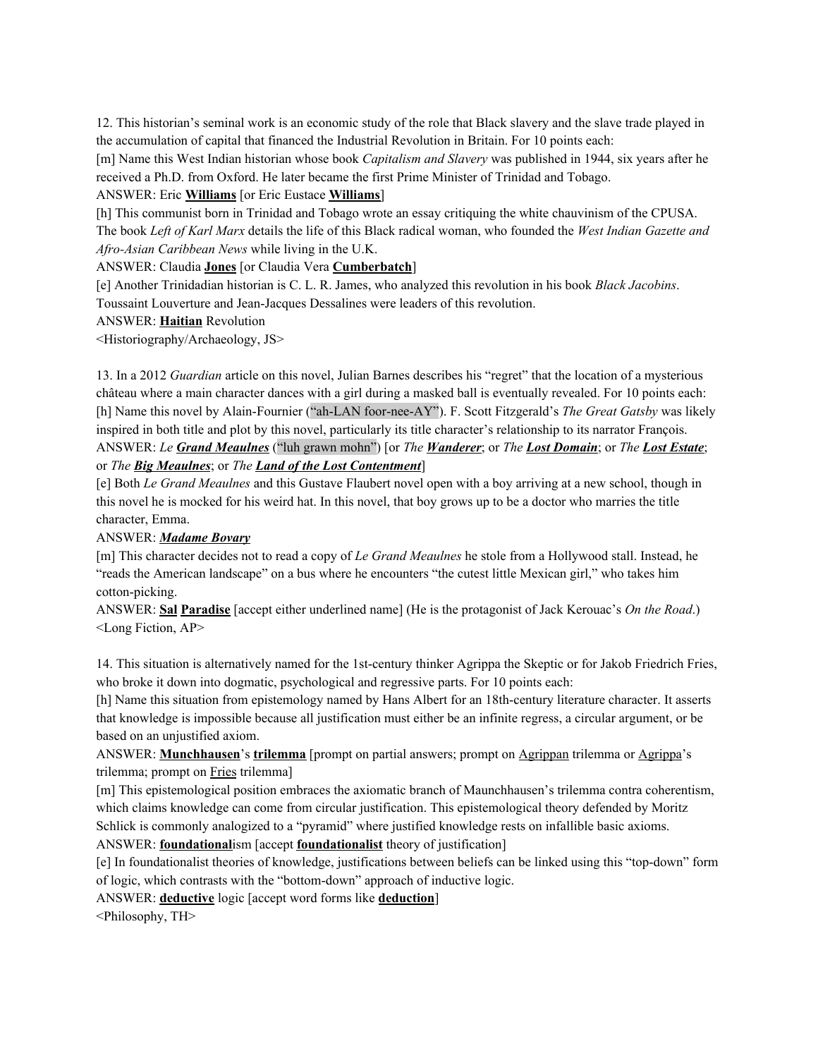12. This historian's seminal work is an economic study of the role that Black slavery and the slave trade played in the accumulation of capital that financed the Industrial Revolution in Britain. For 10 points each:

[m] Name this West Indian historian whose book *Capitalism and Slavery* was published in 1944, six years after he received a Ph.D. from Oxford. He later became the first Prime Minister of Trinidad and Tobago.

ANSWER: Eric **Williams** [or Eric Eustace **Williams**]

[h] This communist born in Trinidad and Tobago wrote an essay critiquing the white chauvinism of the CPUSA. The book *Left of Karl Marx* details the life of this Black radical woman, who founded the *West Indian Gazette and Afro-Asian Caribbean News* while living in the U.K.

ANSWER: Claudia **Jones** [or Claudia Vera **Cumberbatch**]

[e] Another Trinidadian historian is C. L. R. James, who analyzed this revolution in his book *Black Jacobins*. Toussaint Louverture and Jean-Jacques Dessalines were leaders of this revolution.

ANSWER: **Haitian** Revolution

<Historiography/Archaeology, JS>

13. In a 2012 *Guardian* article on this novel, Julian Barnes describes his "regret" that the location of a mysterious château where a main character dances with a girl during a masked ball is eventually revealed. For 10 points each:

[h] Name this novel by Alain-Fournier ("ah-LAN foor-nee-AY"). F. Scott Fitzgerald's *The Great Gatsby* was likely inspired in both title and plot by this novel, particularly its title character's relationship to its narrator François.

ANSWER: *Le **Grand Meaulnes*** ("luh grawn mohn") [or *The **Wanderer***; or *The **Lost Domain***; or *The **Lost Estate***; or *The **Big Meaulnes***; or *The **Land of the Lost Contentment***]

[e] Both *Le Grand Meaulnes* and this Gustave Flaubert novel open with a boy arriving at a new school, though in this novel he is mocked for his weird hat. In this novel, that boy grows up to be a doctor who marries the title character, Emma.

ANSWER: ***Madame Bovary***

[m] This character decides not to read a copy of *Le Grand Meaulnes* he stole from a Hollywood stall. Instead, he "reads the American landscape" on a bus where he encounters "the cutest little Mexican girl," who takes him cotton-picking.

ANSWER: **Sal** **Paradise** [accept either underlined name] (He is the protagonist of Jack Kerouac's *On the Road*.)

<Long Fiction, AP>

14. This situation is alternatively named for the 1st-century thinker Agrippa the Skeptic or for Jakob Friedrich Fries, who broke it down into dogmatic, psychological and regressive parts. For 10 points each:

[h] Name this situation from epistemology named by Hans Albert for an 18th-century literature character. It asserts that knowledge is impossible because all justification must either be an infinite regress, a circular argument, or be based on an unjustified axiom.

ANSWER: **Munchhausen**'s **trilemma** [prompt on partial answers; prompt on Agrippan trilemma or Agrippa's trilemma; prompt on Fries trilemma]

[m] This epistemological position embraces the axiomatic branch of Maunchhausen's trilemma contra coherentism, which claims knowledge can come from circular justification. This epistemological theory defended by Moritz Schlick is commonly analogized to a "pyramid" where justified knowledge rests on infallible basic axioms.

ANSWER: **foundational**ism [accept **foundationalist** theory of justification]

[e] In foundationalist theories of knowledge, justifications between beliefs can be linked using this "top-down" form of logic, which contrasts with the "bottom-down" approach of inductive logic.

ANSWER: **deductive** logic [accept word forms like **deduction**]

<Philosophy, TH>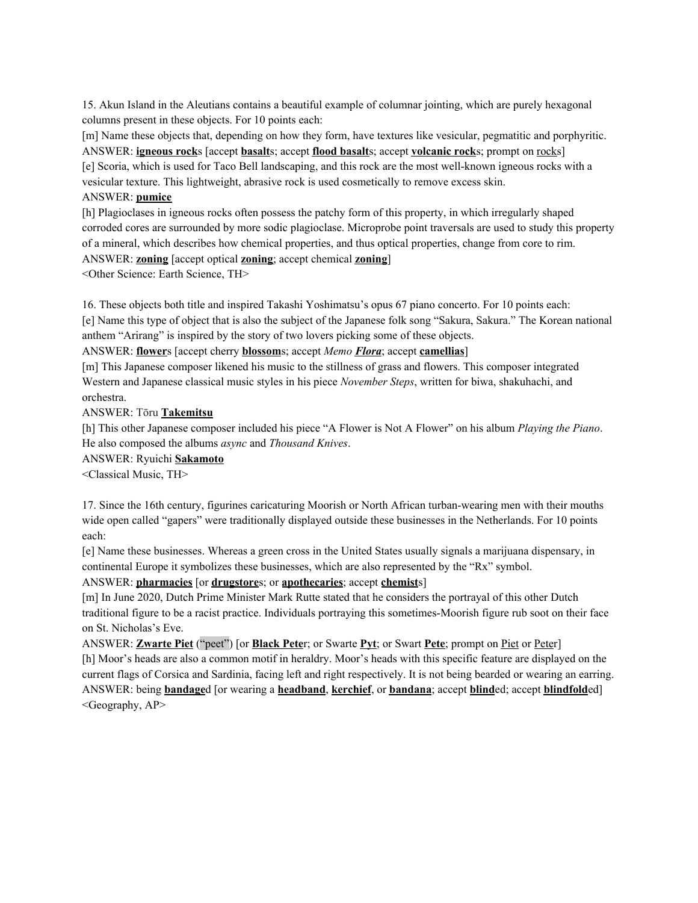15. Akun Island in the Aleutians contains a beautiful example of columnar jointing, which are purely hexagonal columns present in these objects. For 10 points each:

[m] Name these objects that, depending on how they form, have textures like vesicular, pegmatitic and porphyritic.

ANSWER: **igneous rock**s [accept **basalt**s; accept **flood basalt**s; accept **volcanic rock**s; prompt on rocks]

[e] Scoria, which is used for Taco Bell landscaping, and this rock are the most well-known igneous rocks with a vesicular texture. This lightweight, abrasive rock is used cosmetically to remove excess skin.

ANSWER: **pumice**

[h] Plagioclases in igneous rocks often possess the patchy form of this property, in which irregularly shaped corroded cores are surrounded by more sodic plagioclase. Microprobe point traversals are used to study this property of a mineral, which describes how chemical properties, and thus optical properties, change from core to rim.

ANSWER: **zoning** [accept optical **zoning**; accept chemical **zoning**]

<Other Science: Earth Science, TH>

16. These objects both title and inspired Takashi Yoshimatsu's opus 67 piano concerto. For 10 points each:

[e] Name this type of object that is also the subject of the Japanese folk song "Sakura, Sakura." The Korean national anthem "Arirang" is inspired by the story of two lovers picking some of these objects.

ANSWER: **flower**s [accept cherry **blossom**s; accept *Memo **Flora***; accept **camellias**]

[m] This Japanese composer likened his music to the stillness of grass and flowers. This composer integrated Western and Japanese classical music styles in his piece *November Steps*, written for biwa, shakuhachi, and orchestra.

ANSWER: Tōru **Takemitsu**

[h] This other Japanese composer included his piece "A Flower is Not A Flower" on his album *Playing the Piano*. He also composed the albums *async* and *Thousand Knives*.

ANSWER: Ryuichi **Sakamoto**

<Classical Music, TH>

17. Since the 16th century, figurines caricaturing Moorish or North African turban-wearing men with their mouths wide open called "gapers" were traditionally displayed outside these businesses in the Netherlands. For 10 points each:

[e] Name these businesses. Whereas a green cross in the United States usually signals a marijuana dispensary, in continental Europe it symbolizes these businesses, which are also represented by the "Rx" symbol.

ANSWER: **pharmacies** [or **drugstore**s; or **apothecaries**; accept **chemist**s]

[m] In June 2020, Dutch Prime Minister Mark Rutte stated that he considers the portrayal of this other Dutch traditional figure to be a racist practice. Individuals portraying this sometimes-Moorish figure rub soot on their face on St. Nicholas's Eve.

ANSWER: **Zwarte Piet** ("peet") [or **Black Pete**r; or Swarte **Pyt**; or Swart **Pete**; prompt on Piet or Peter]

[h] Moor's heads are also a common motif in heraldry. Moor's heads with this specific feature are displayed on the current flags of Corsica and Sardinia, facing left and right respectively. It is not being bearded or wearing an earring.

ANSWER: being **bandage**d [or wearing a **headband**, **kerchief**, or **bandana**; accept **blind**ed; accept **blindfold**ed]

<Geography, AP>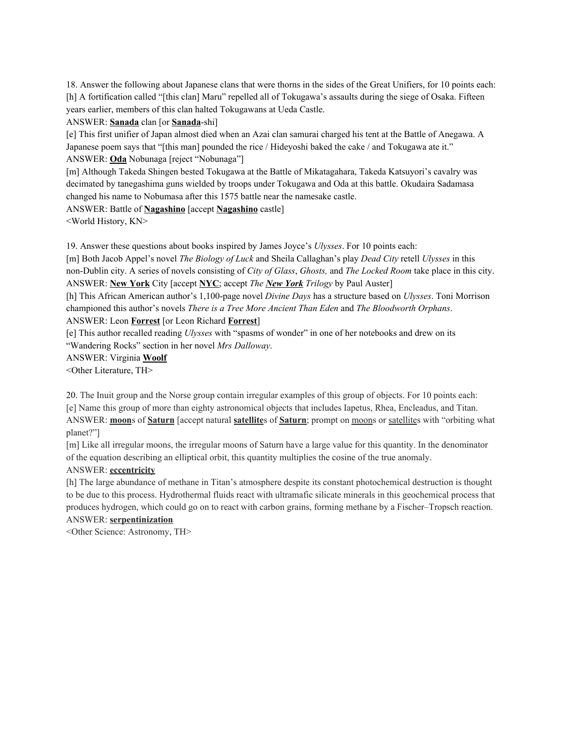18. Answer the following about Japanese clans that were thorns in the sides of the Great Unifiers, for 10 points each:

[h] A fortification called "[this clan] Maru" repelled all of Tokugawa's assaults during the siege of Osaka. Fifteen years earlier, members of this clan halted Tokugawans at Ueda Castle.

ANSWER: **Sanada** clan [or **Sanada**-shi]

[e] This first unifier of Japan almost died when an Azai clan samurai charged his tent at the Battle of Anegawa. A Japanese poem says that "[this man] pounded the rice / Hideyoshi baked the cake / and Tokugawa ate it."

ANSWER: **Oda** Nobunaga [reject "Nobunaga"]

[m] Although Takeda Shingen bested Tokugawa at the Battle of Mikatagahara, Takeda Katsuyori's cavalry was decimated by tanegashima guns wielded by troops under Tokugawa and Oda at this battle. Okudaira Sadamasa changed his name to Nobumasa after this 1575 battle near the namesake castle.

ANSWER: Battle of **Nagashino** [accept **Nagashino** castle]

<World History, KN>

19. Answer these questions about books inspired by James Joyce's *Ulysses*. For 10 points each:

[m] Both Jacob Appel's novel *The Biology of Luck* and Sheila Callaghan's play *Dead City* retell *Ulysses* in this non-Dublin city. A series of novels consisting of *City of Glass*, *Ghosts,* and *The Locked Room* take place in this city.

ANSWER: **New York** City [accept **NYC**; accept *The **New York** Trilogy* by Paul Auster]

[h] This African American author's 1,100-page novel *Divine Days* has a structure based on *Ulysses*. Toni Morrison championed this author's novels *There is a Tree More Ancient Than Eden* and *The Bloodworth Orphans*.

ANSWER: Leon **Forrest** [or Leon Richard **Forrest**]

[e] This author recalled reading *Ulysses* with "spasms of wonder" in one of her notebooks and drew on its "Wandering Rocks" section in her novel *Mrs Dalloway*.

ANSWER: Virginia **Woolf**

<Other Literature, TH>

20. The Inuit group and the Norse group contain irregular examples of this group of objects. For 10 points each:

[e] Name this group of more than eighty astronomical objects that includes Iapetus, Rhea, Encleadus, and Titan.

ANSWER: **moon**s of **Saturn** [accept natural **satellite**s of **Saturn**; prompt on moons or satellites with "orbiting what planet?"]

[m] Like all irregular moons, the irregular moons of Saturn have a large value for this quantity. In the denominator of the equation describing an elliptical orbit, this quantity multiplies the cosine of the true anomaly.

ANSWER: **eccentricity**

[h] The large abundance of methane in Titan's atmosphere despite its constant photochemical destruction is thought to be due to this process. Hydrothermal fluids react with ultramafic silicate minerals in this geochemical process that produces hydrogen, which could go on to react with carbon grains, forming methane by a Fischer–Tropsch reaction.

ANSWER: **serpentinization**

<Other Science: Astronomy, TH>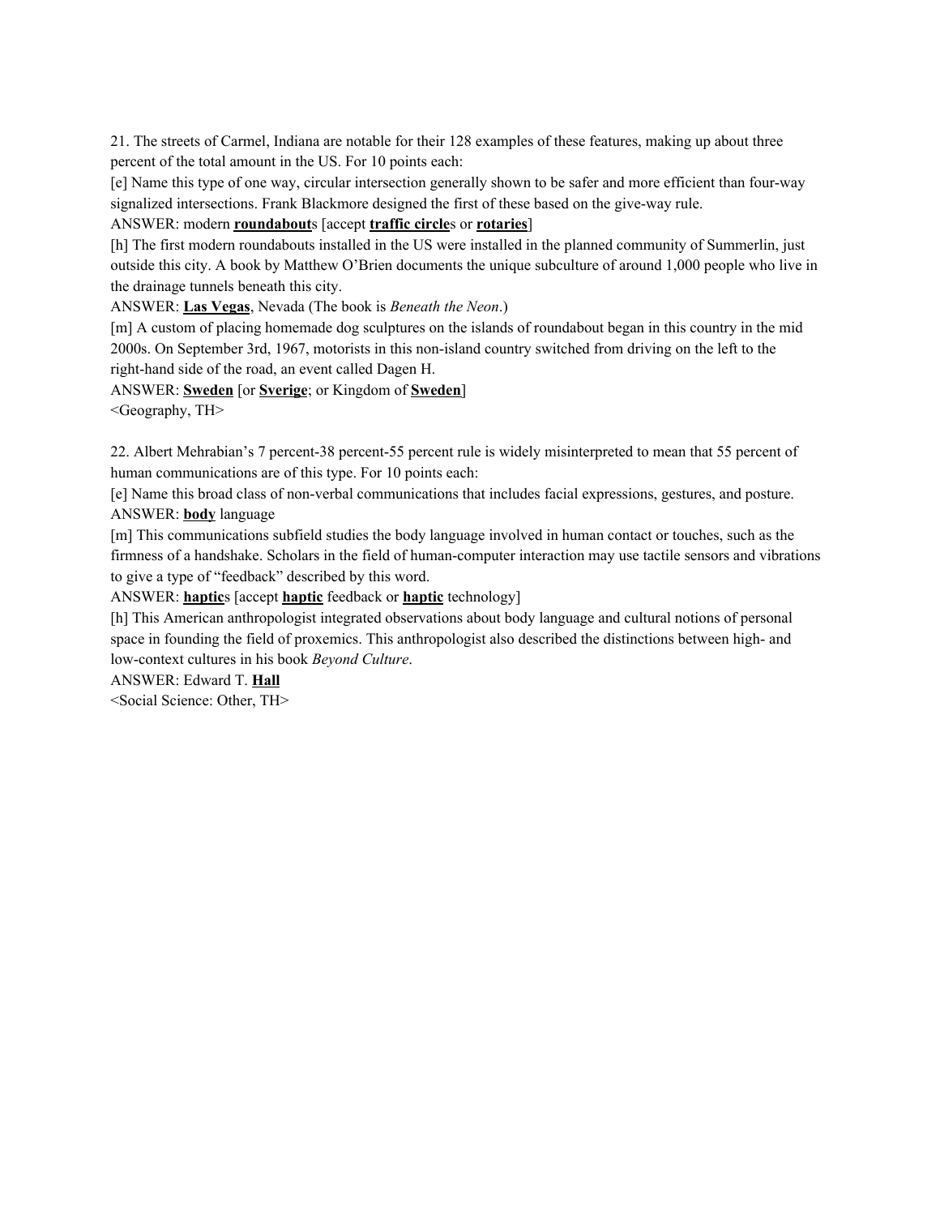21. The streets of Carmel, Indiana are notable for their 128 examples of these features, making up about three percent of the total amount in the US. For 10 points each:

[e] Name this type of one way, circular intersection generally shown to be safer and more efficient than four-way signalized intersections. Frank Blackmore designed the first of these based on the give-way rule.

ANSWER: modern **roundabout**s [accept **traffic circle**s or **rotaries**]

[h] The first modern roundabouts installed in the US were installed in the planned community of Summerlin, just outside this city. A book by Matthew O'Brien documents the unique subculture of around 1,000 people who live in the drainage tunnels beneath this city.

ANSWER: **Las Vegas**, Nevada (The book is *Beneath the Neon*.)

[m] A custom of placing homemade dog sculptures on the islands of roundabout began in this country in the mid 2000s. On September 3rd, 1967, motorists in this non-island country switched from driving on the left to the right-hand side of the road, an event called Dagen H.

ANSWER: **Sweden** [or **Sverige**; or Kingdom of **Sweden**]

<Geography, TH>

22. Albert Mehrabian's 7 percent-38 percent-55 percent rule is widely misinterpreted to mean that 55 percent of human communications are of this type. For 10 points each:

[e] Name this broad class of non-verbal communications that includes facial expressions, gestures, and posture.

ANSWER: **body** language

[m] This communications subfield studies the body language involved in human contact or touches, such as the firmness of a handshake. Scholars in the field of human-computer interaction may use tactile sensors and vibrations to give a type of "feedback" described by this word.

ANSWER: **haptic**s [accept **haptic** feedback or **haptic** technology]

[h] This American anthropologist integrated observations about body language and cultural notions of personal space in founding the field of proxemics. This anthropologist also described the distinctions between high- and low-context cultures in his book *Beyond Culture*.

ANSWER: Edward T. **Hall**

<Social Science: Other, TH>